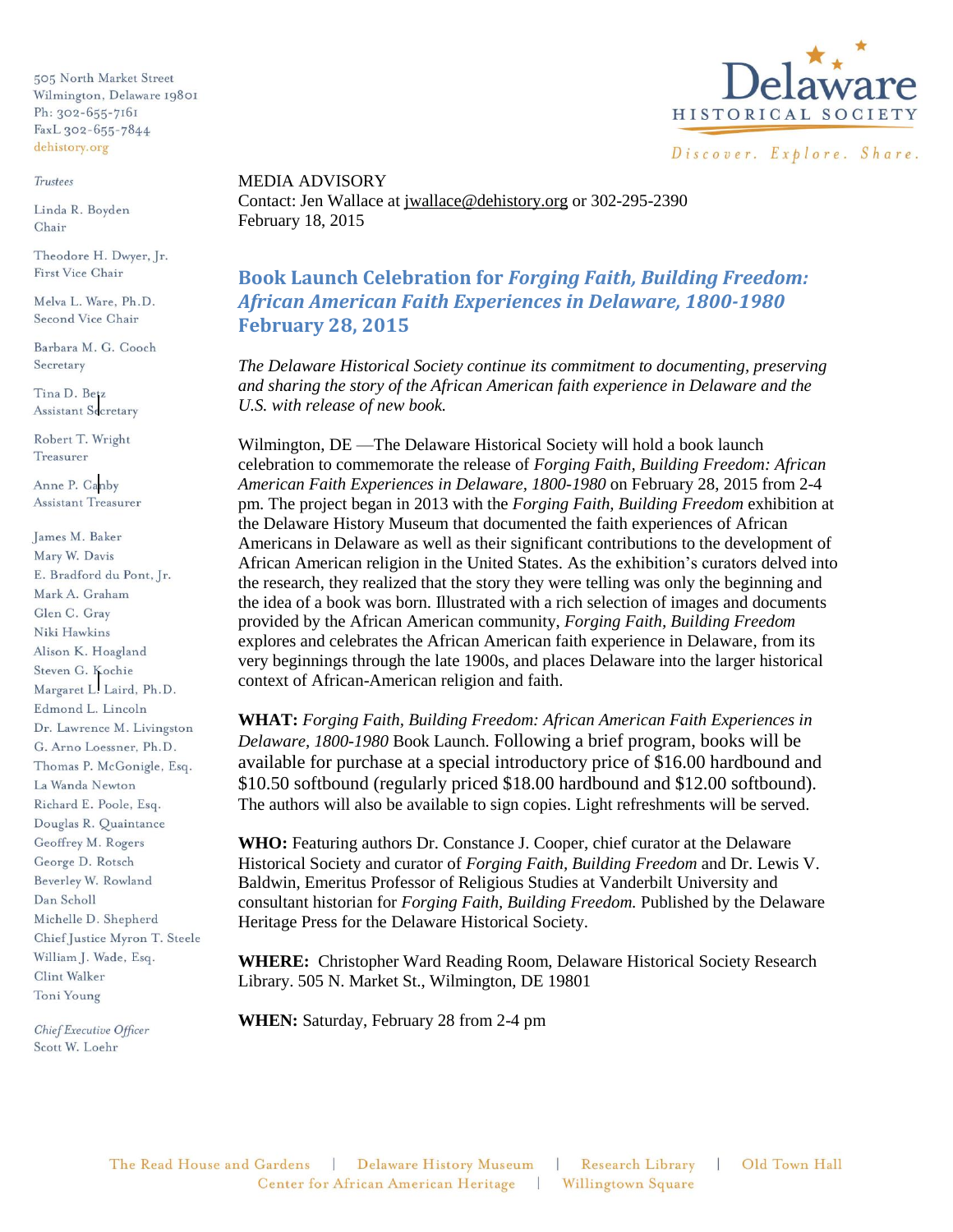505 North Market Street
Wilmington, Delaware 19801
Ph: 302-655-7161
FaxL 302-655-7844
dehistory.org

Delaware HISTORICAL SOCIETY
Discover. Explore. Share.

*Trustees*

Linda R. Boyden
Chair

Theodore H. Dwyer, Jr.
First Vice Chair

Melva L. Ware, Ph.D.
Second Vice Chair

Barbara M. G. Cooch
Secretary

Tina D. Betz
Assistant Secretary

Robert T. Wright
Treasurer

Anne P. Canby
Assistant Treasurer

James M. Baker
Mary W. Davis
E. Bradford du Pont, Jr.
Mark A. Graham
Glen C. Gray
Niki Hawkins
Alison K. Hoagland
Steven G. Kochie
Margaret L. Laird, Ph.D.
Edmond L. Lincoln
Dr. Lawrence M. Livingston
G. Arno Loessner, Ph.D.
Thomas P. McGonigle, Esq.
La Wanda Newton
Richard E. Poole, Esq.
Douglas R. Quaintance
Geoffrey M. Rogers
George D. Rotsch
Beverley W. Rowland
Dan Scholl
Michelle D. Shepherd
Chief Justice Myron T. Steele
William J. Wade, Esq.
Clint Walker
Toni Young

*Chief Executive Officer*
Scott W. Loehr

MEDIA ADVISORY
Contact: Jen Wallace at jwallace@dehistory.org or 302-295-2390
February 18, 2015

## Book Launch Celebration for *Forging Faith, Building Freedom: African American Faith Experiences in Delaware, 1800-1980* February 28, 2015

*The Delaware Historical Society continue its commitment to documenting, preserving and sharing the story of the African American faith experience in Delaware and the U.S. with release of new book.*

Wilmington, DE —The Delaware Historical Society will hold a book launch celebration to commemorate the release of *Forging Faith, Building Freedom: African American Faith Experiences in Delaware, 1800-1980* on February 28, 2015 from 2-4 pm. The project began in 2013 with the *Forging Faith, Building Freedom* exhibition at the Delaware History Museum that documented the faith experiences of African Americans in Delaware as well as their significant contributions to the development of African American religion in the United States. As the exhibition's curators delved into the research, they realized that the story they were telling was only the beginning and the idea of a book was born. Illustrated with a rich selection of images and documents provided by the African American community, *Forging Faith, Building Freedom* explores and celebrates the African American faith experience in Delaware, from its very beginnings through the late 1900s, and places Delaware into the larger historical context of African-American religion and faith.

**WHAT:** *Forging Faith, Building Freedom: African American Faith Experiences in Delaware, 1800-1980* Book Launch. Following a brief program, books will be available for purchase at a special introductory price of $16.00 hardbound and $10.50 softbound (regularly priced $18.00 hardbound and $12.00 softbound). The authors will also be available to sign copies. Light refreshments will be served.

**WHO:** Featuring authors Dr. Constance J. Cooper, chief curator at the Delaware Historical Society and curator of *Forging Faith, Building Freedom* and Dr. Lewis V. Baldwin, Emeritus Professor of Religious Studies at Vanderbilt University and consultant historian for *Forging Faith, Building Freedom.* Published by the Delaware Heritage Press for the Delaware Historical Society.

**WHERE:** Christopher Ward Reading Room, Delaware Historical Society Research Library. 505 N. Market St., Wilmington, DE 19801

**WHEN:** Saturday, February 28 from 2-4 pm

The Read House and Gardens | Delaware History Museum | Research Library | Old Town Hall
Center for African American Heritage | Willingtown Square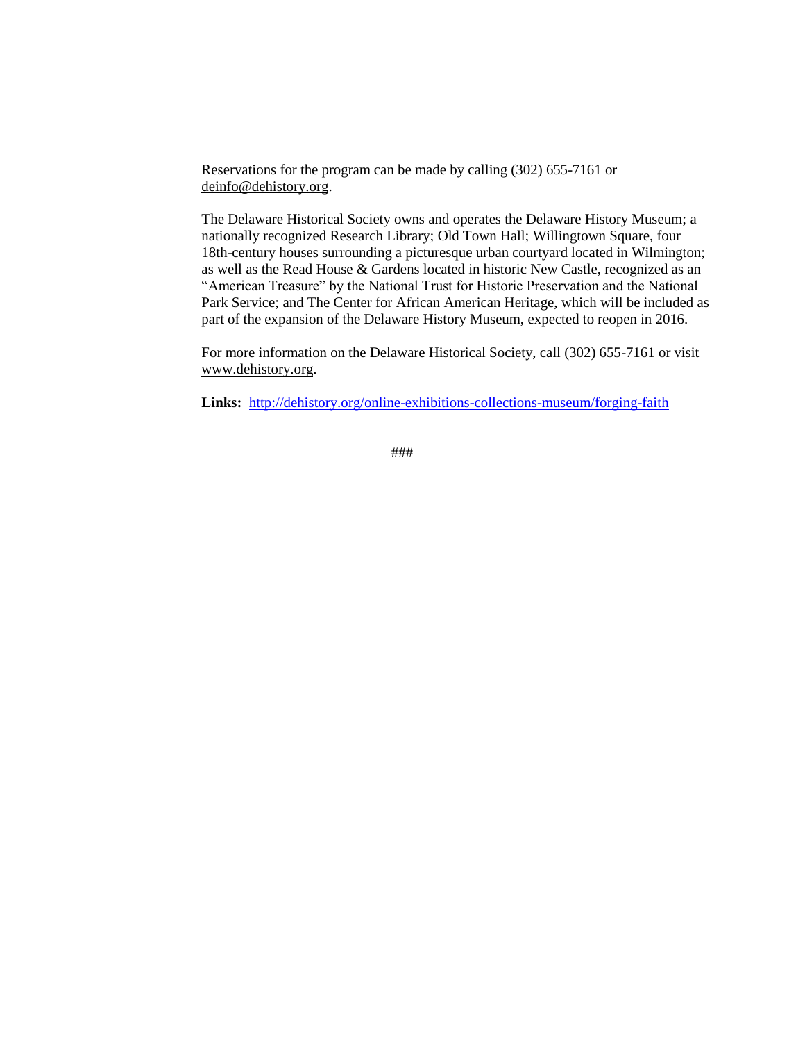Reservations for the program can be made by calling (302) 655-7161 or deinfo@dehistory.org.

The Delaware Historical Society owns and operates the Delaware History Museum; a nationally recognized Research Library; Old Town Hall; Willingtown Square, four 18th-century houses surrounding a picturesque urban courtyard located in Wilmington; as well as the Read House & Gardens located in historic New Castle, recognized as an "American Treasure" by the National Trust for Historic Preservation and the National Park Service; and The Center for African American Heritage, which will be included as part of the expansion of the Delaware History Museum, expected to reopen in 2016.

For more information on the Delaware Historical Society, call (302) 655-7161 or visit www.dehistory.org.

**Links:** http://dehistory.org/online-exhibitions-collections-museum/forging-faith

###